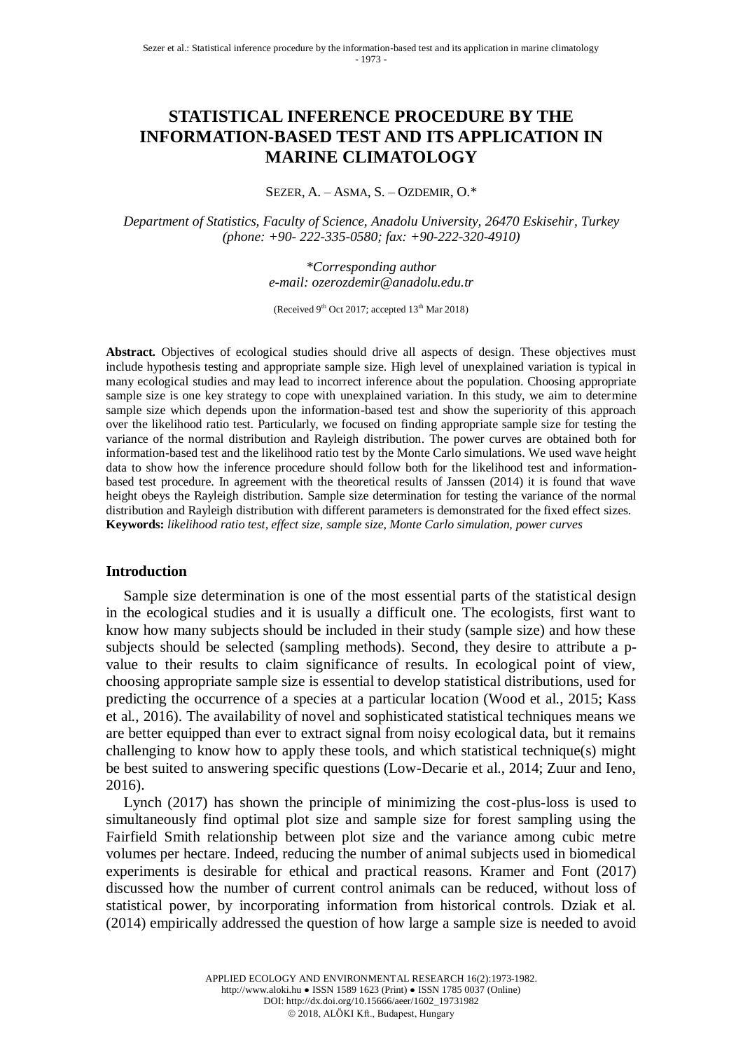# STATISTICAL INFERENCE PROCEDURE BY THE INFORMATION-BASED TEST AND ITS APPLICATION IN MARINE CLIMATOLOGY

SEZER, A. – ASMA, S. – OZDEMIR, O.*

*Department of Statistics, Faculty of Science, Anadolu University, 26470 Eskisehir, Turkey (phone: +90- 222-335-0580; fax: +90-222-320-4910)*

*\*Corresponding author*
*e-mail: ozerozdemir@anadolu.edu.tr*

(Received 9th Oct 2017; accepted 13th Mar 2018)

**Abstract.** Objectives of ecological studies should drive all aspects of design. These objectives must include hypothesis testing and appropriate sample size. High level of unexplained variation is typical in many ecological studies and may lead to incorrect inference about the population. Choosing appropriate sample size is one key strategy to cope with unexplained variation. In this study, we aim to determine sample size which depends upon the information-based test and show the superiority of this approach over the likelihood ratio test. Particularly, we focused on finding appropriate sample size for testing the variance of the normal distribution and Rayleigh distribution. The power curves are obtained both for information-based test and the likelihood ratio test by the Monte Carlo simulations. We used wave height data to show how the inference procedure should follow both for the likelihood test and information-based test procedure. In agreement with the theoretical results of Janssen (2014) it is found that wave height obeys the Rayleigh distribution. Sample size determination for testing the variance of the normal distribution and Rayleigh distribution with different parameters is demonstrated for the fixed effect sizes.
**Keywords:** *likelihood ratio test, effect size, sample size, Monte Carlo simulation, power curves*

## Introduction

Sample size determination is one of the most essential parts of the statistical design in the ecological studies and it is usually a difficult one. The ecologists, first want to know how many subjects should be included in their study (sample size) and how these subjects should be selected (sampling methods). Second, they desire to attribute a p-value to their results to claim significance of results. In ecological point of view, choosing appropriate sample size is essential to develop statistical distributions, used for predicting the occurrence of a species at a particular location (Wood et al., 2015; Kass et al., 2016). The availability of novel and sophisticated statistical techniques means we are better equipped than ever to extract signal from noisy ecological data, but it remains challenging to know how to apply these tools, and which statistical technique(s) might be best suited to answering specific questions (Low-Decarie et al., 2014; Zuur and Ieno, 2016).

Lynch (2017) has shown the principle of minimizing the cost-plus-loss is used to simultaneously find optimal plot size and sample size for forest sampling using the Fairfield Smith relationship between plot size and the variance among cubic metre volumes per hectare. Indeed, reducing the number of animal subjects used in biomedical experiments is desirable for ethical and practical reasons. Kramer and Font (2017) discussed how the number of current control animals can be reduced, without loss of statistical power, by incorporating information from historical controls. Dziak et al. (2014) empirically addressed the question of how large a sample size is needed to avoid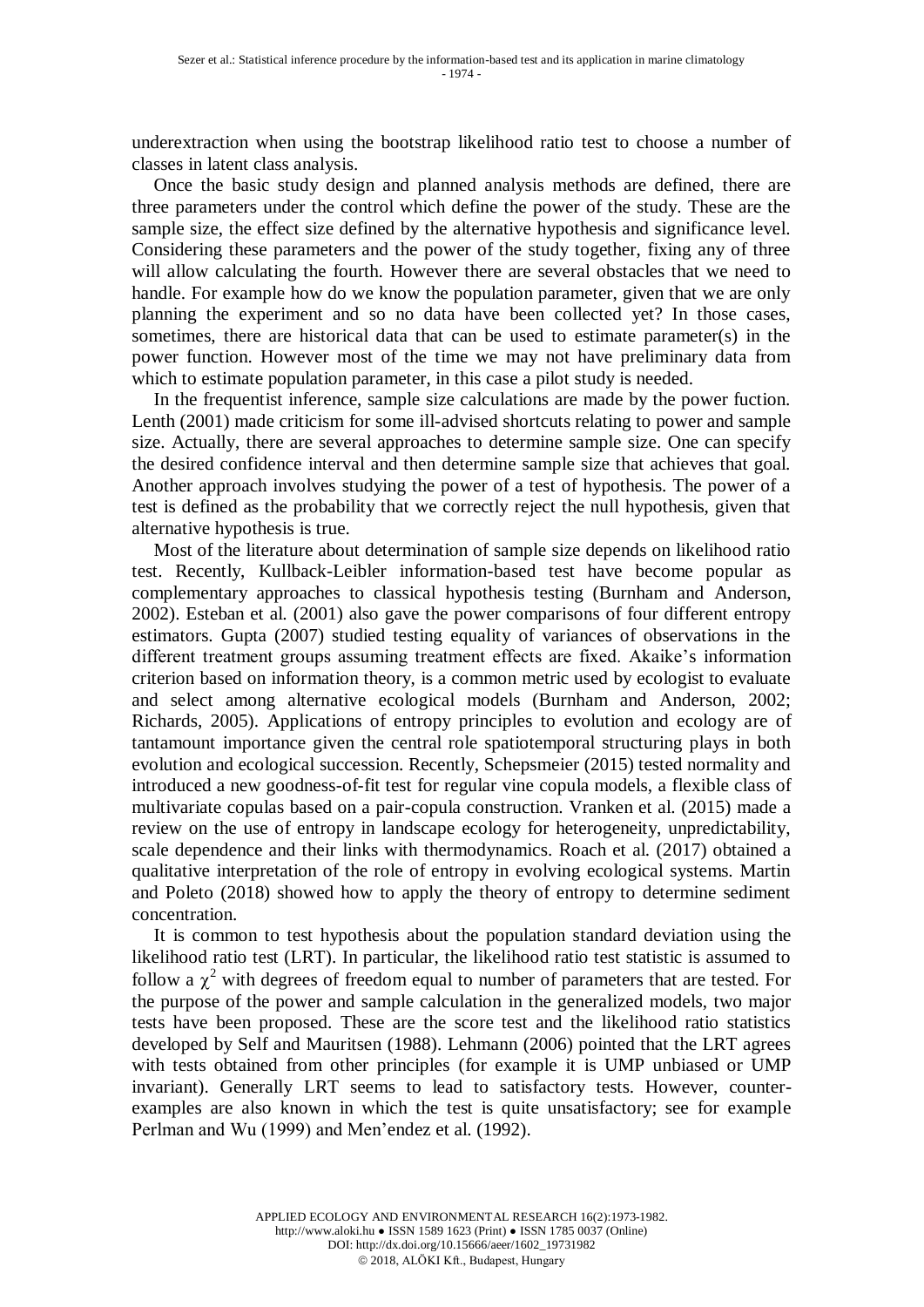underextraction when using the bootstrap likelihood ratio test to choose a number of classes in latent class analysis.

Once the basic study design and planned analysis methods are defined, there are three parameters under the control which define the power of the study. These are the sample size, the effect size defined by the alternative hypothesis and significance level. Considering these parameters and the power of the study together, fixing any of three will allow calculating the fourth. However there are several obstacles that we need to handle. For example how do we know the population parameter, given that we are only planning the experiment and so no data have been collected yet? In those cases, sometimes, there are historical data that can be used to estimate parameter(s) in the power function. However most of the time we may not have preliminary data from which to estimate population parameter, in this case a pilot study is needed.

In the frequentist inference, sample size calculations are made by the power fuction. Lenth (2001) made criticism for some ill-advised shortcuts relating to power and sample size. Actually, there are several approaches to determine sample size. One can specify the desired confidence interval and then determine sample size that achieves that goal. Another approach involves studying the power of a test of hypothesis. The power of a test is defined as the probability that we correctly reject the null hypothesis, given that alternative hypothesis is true.

Most of the literature about determination of sample size depends on likelihood ratio test. Recently, Kullback-Leibler information-based test have become popular as complementary approaches to classical hypothesis testing (Burnham and Anderson, 2002). Esteban et al. (2001) also gave the power comparisons of four different entropy estimators. Gupta (2007) studied testing equality of variances of observations in the different treatment groups assuming treatment effects are fixed. Akaike's information criterion based on information theory, is a common metric used by ecologist to evaluate and select among alternative ecological models (Burnham and Anderson, 2002; Richards, 2005). Applications of entropy principles to evolution and ecology are of tantamount importance given the central role spatiotemporal structuring plays in both evolution and ecological succession. Recently, Schepsmeier (2015) tested normality and introduced a new goodness-of-fit test for regular vine copula models, a flexible class of multivariate copulas based on a pair-copula construction. Vranken et al. (2015) made a review on the use of entropy in landscape ecology for heterogeneity, unpredictability, scale dependence and their links with thermodynamics. Roach et al. (2017) obtained a qualitative interpretation of the role of entropy in evolving ecological systems. Martin and Poleto (2018) showed how to apply the theory of entropy to determine sediment concentration.

It is common to test hypothesis about the population standard deviation using the likelihood ratio test (LRT). In particular, the likelihood ratio test statistic is assumed to follow a $\chi^2$ with degrees of freedom equal to number of parameters that are tested. For the purpose of the power and sample calculation in the generalized models, two major tests have been proposed. These are the score test and the likelihood ratio statistics developed by Self and Mauritsen (1988). Lehmann (2006) pointed that the LRT agrees with tests obtained from other principles (for example it is UMP unbiased or UMP invariant). Generally LRT seems to lead to satisfactory tests. However, counter-examples are also known in which the test is quite unsatisfactory; see for example Perlman and Wu (1999) and Men'endez et al. (1992).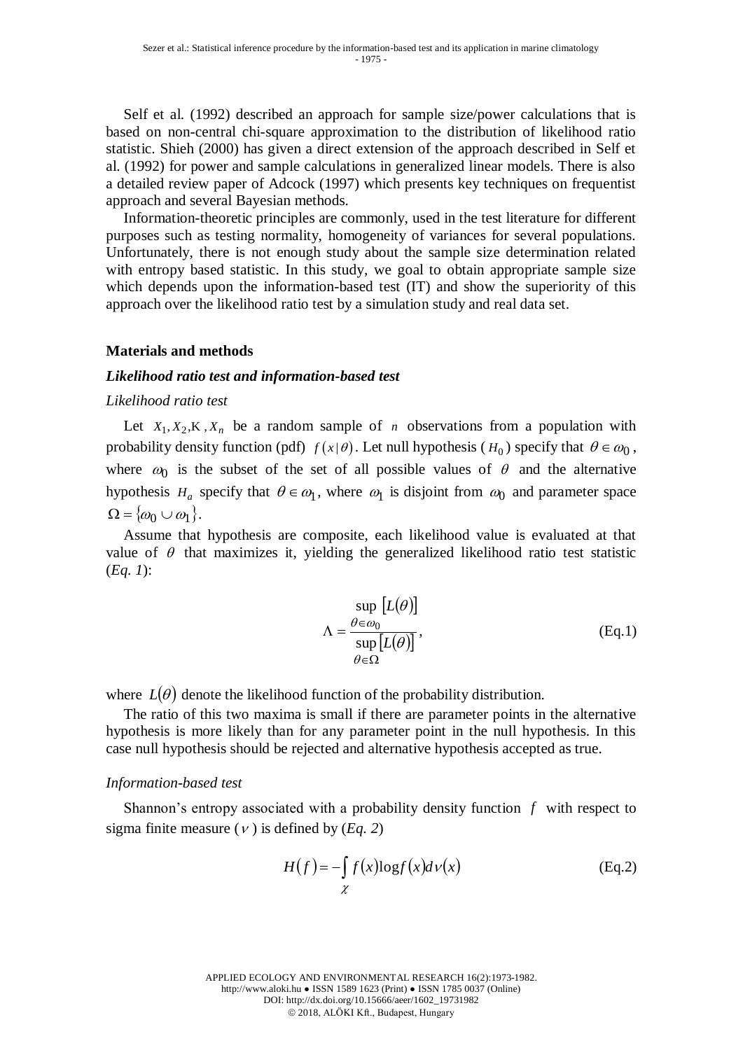Self et al. (1992) described an approach for sample size/power calculations that is based on non-central chi-square approximation to the distribution of likelihood ratio statistic. Shieh (2000) has given a direct extension of the approach described in Self et al. (1992) for power and sample calculations in generalized linear models. There is also a detailed review paper of Adcock (1997) which presents key techniques on frequentist approach and several Bayesian methods.

Information-theoretic principles are commonly, used in the test literature for different purposes such as testing normality, homogeneity of variances for several populations. Unfortunately, there is not enough study about the sample size determination related with entropy based statistic. In this study, we goal to obtain appropriate sample size which depends upon the information-based test (IT) and show the superiority of this approach over the likelihood ratio test by a simulation study and real data set.

## Materials and methods

### *Likelihood ratio test and information-based test*

#### *Likelihood ratio test*

Let $X_1, X_2, \ldots, X_n$ be a random sample of $n$ observations from a population with probability density function (pdf) $f(x|\theta)$. Let null hypothesis ($H_0$) specify that $\theta \in \omega_0$, where $\omega_0$ is the subset of the set of all possible values of $\theta$ and the alternative hypothesis $H_a$ specify that $\theta \in \omega_1$, where $\omega_1$ is disjoint from $\omega_0$ and parameter space $\Omega = \{\omega_0 \cup \omega_1\}$.

Assume that hypothesis are composite, each likelihood value is evaluated at that value of $\theta$ that maximizes it, yielding the generalized likelihood ratio test statistic (*Eq. 1*):

$$\Lambda = \frac{\sup\limits_{\theta \in \omega_0} [L(\theta)]}{\sup\limits_{\theta \in \Omega} [L(\theta)]}, \tag{Eq.1}$$

where $L(\theta)$ denote the likelihood function of the probability distribution.

The ratio of this two maxima is small if there are parameter points in the alternative hypothesis is more likely than for any parameter point in the null hypothesis. In this case null hypothesis should be rejected and alternative hypothesis accepted as true.

#### *Information-based test*

Shannon's entropy associated with a probability density function $f$ with respect to sigma finite measure ($\nu$) is defined by (*Eq. 2*)

$$H(f) = -\int_{\chi} f(x) \log f(x) d\nu(x) \tag{Eq.2}$$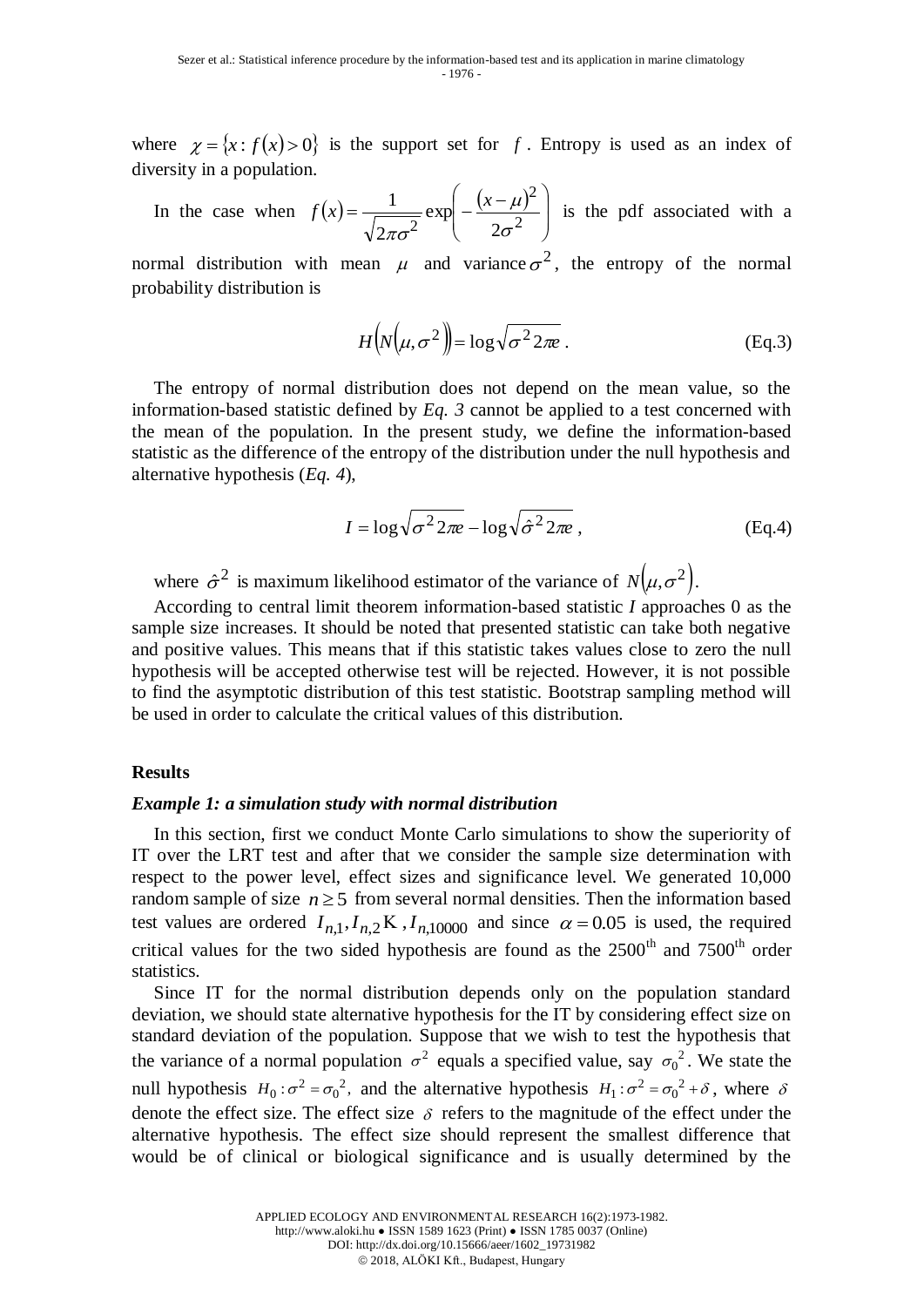where $\chi = \{x : f(x) > 0\}$ is the support set for $f$. Entropy is used as an index of diversity in a population.

In the case when $f(x) = \frac{1}{\sqrt{2\pi\sigma^2}} \exp\left(-\frac{(x-\mu)^2}{2\sigma^2}\right)$ is the pdf associated with a normal distribution with mean $\mu$ and variance $\sigma^2$, the entropy of the normal probability distribution is

$$H\left(N\left(\mu, \sigma^2\right)\right) = \log\sqrt{\sigma^2 2\pi e}\,. \tag{Eq.3}$$

The entropy of normal distribution does not depend on the mean value, so the information-based statistic defined by *Eq. 3* cannot be applied to a test concerned with the mean of the population. In the present study, we define the information-based statistic as the difference of the entropy of the distribution under the null hypothesis and alternative hypothesis (*Eq. 4*),

$$I = \log\sqrt{\sigma^2 2\pi e} - \log\sqrt{\hat{\sigma}^2 2\pi e}\,, \tag{Eq.4}$$

where $\hat{\sigma}^2$ is maximum likelihood estimator of the variance of $N\left(\mu, \sigma^2\right)$.

According to central limit theorem information-based statistic *I* approaches 0 as the sample size increases. It should be noted that presented statistic can take both negative and positive values. This means that if this statistic takes values close to zero the null hypothesis will be accepted otherwise test will be rejected. However, it is not possible to find the asymptotic distribution of this test statistic. Bootstrap sampling method will be used in order to calculate the critical values of this distribution.

## Results

### *Example 1: a simulation study with normal distribution*

In this section, first we conduct Monte Carlo simulations to show the superiority of IT over the LRT test and after that we consider the sample size determination with respect to the power level, effect sizes and significance level. We generated 10,000 random sample of size $n \geq 5$ from several normal densities. Then the information based test values are ordered $I_{n,1}, I_{n,2} \ldots, I_{n,10000}$ and since $\alpha = 0.05$ is used, the required critical values for the two sided hypothesis are found as the 2500th and 7500th order statistics.

Since IT for the normal distribution depends only on the population standard deviation, we should state alternative hypothesis for the IT by considering effect size on standard deviation of the population. Suppose that we wish to test the hypothesis that the variance of a normal population $\sigma^2$ equals a specified value, say $\sigma_0^2$. We state the null hypothesis $H_0 : \sigma^2 = \sigma_0^2$, and the alternative hypothesis $H_1 : \sigma^2 = \sigma_0^2 + \delta$, where $\delta$ denote the effect size. The effect size $\delta$ refers to the magnitude of the effect under the alternative hypothesis. The effect size should represent the smallest difference that would be of clinical or biological significance and is usually determined by the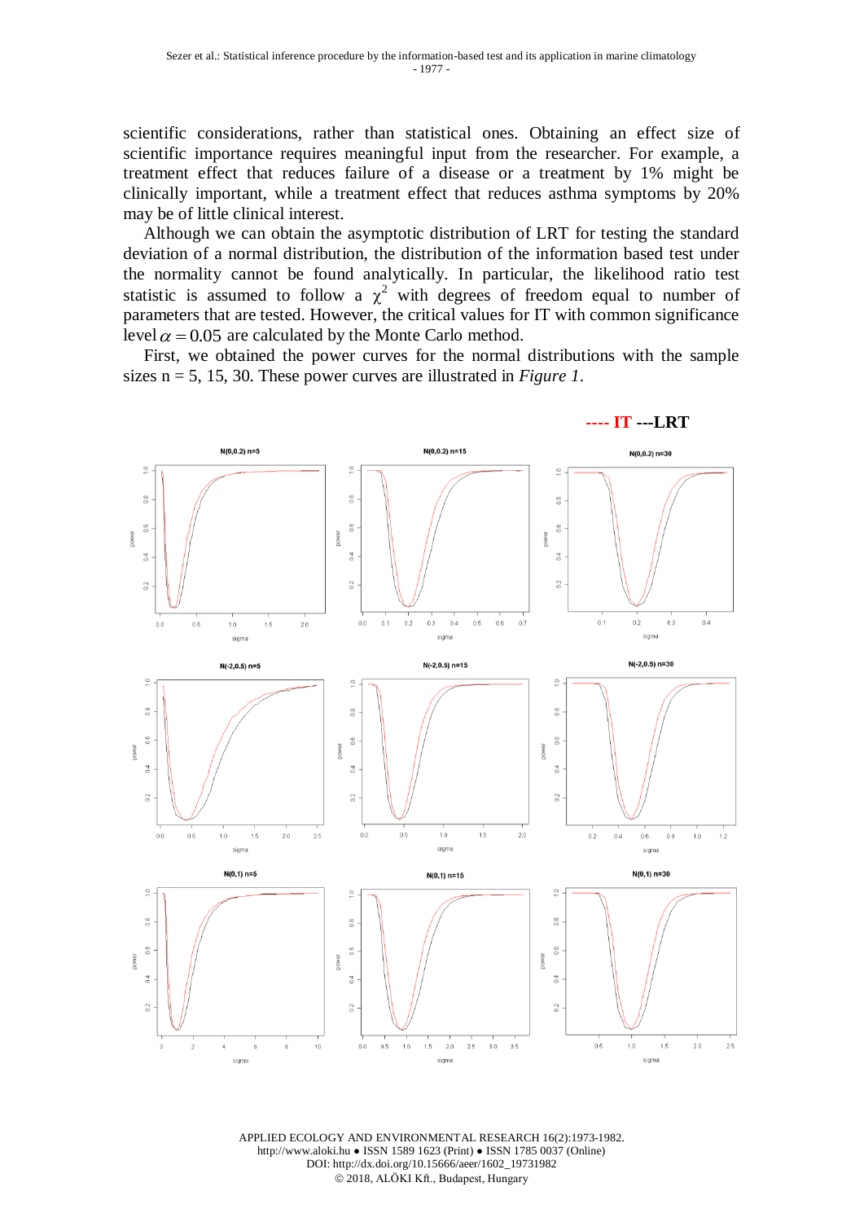scientific considerations, rather than statistical ones. Obtaining an effect size of scientific importance requires meaningful input from the researcher. For example, a treatment effect that reduces failure of a disease or a treatment by 1% might be clinically important, while a treatment effect that reduces asthma symptoms by 20% may be of little clinical interest.

Although we can obtain the asymptotic distribution of LRT for testing the standard deviation of a normal distribution, the distribution of the information based test under the normality cannot be found analytically. In particular, the likelihood ratio test statistic is assumed to follow a $\chi^2$ with degrees of freedom equal to number of parameters that are tested. However, the critical values for IT with common significance level $\alpha = 0.05$ are calculated by the Monte Carlo method.

First, we obtained the power curves for the normal distributions with the sample sizes n = 5, 15, 30. These power curves are illustrated in *Figure 1*.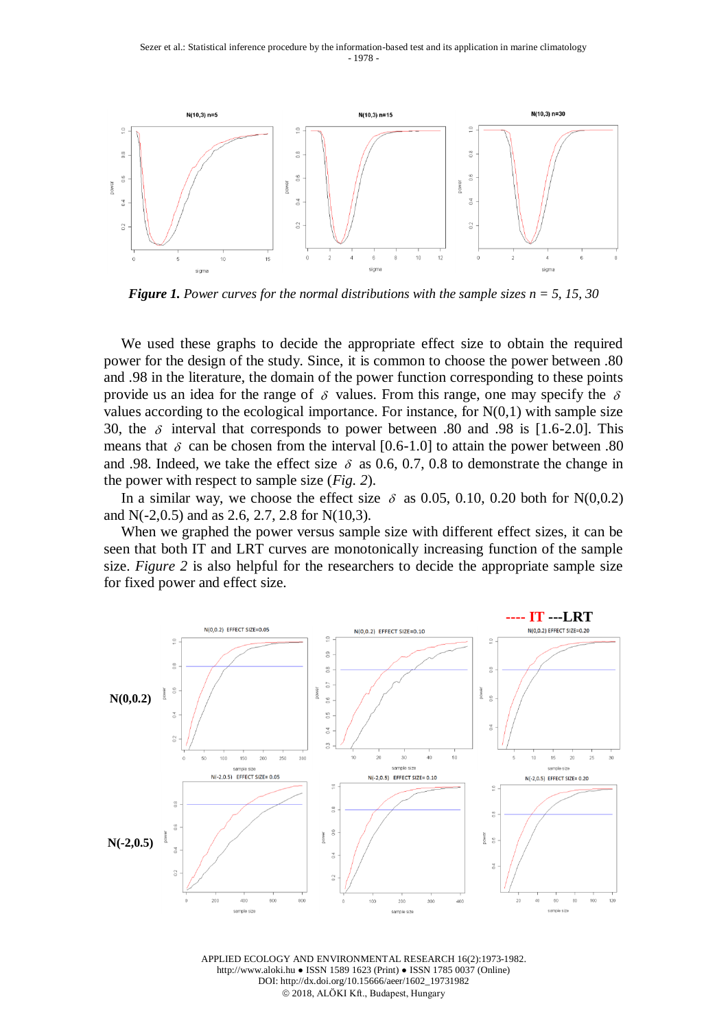*Figure 1. Power curves for the normal distributions with the sample sizes n = 5, 15, 30*

We used these graphs to decide the appropriate effect size to obtain the required power for the design of the study. Since, it is common to choose the power between .80 and .98 in the literature, the domain of the power function corresponding to these points provide us an idea for the range of $\delta$ values. From this range, one may specify the $\delta$ values according to the ecological importance. For instance, for N(0,1) with sample size 30, the $\delta$ interval that corresponds to power between .80 and .98 is [1.6-2.0]. This means that $\delta$ can be chosen from the interval [0.6-1.0] to attain the power between .80 and .98. Indeed, we take the effect size $\delta$ as 0.6, 0.7, 0.8 to demonstrate the change in the power with respect to sample size (*Fig. 2*).

In a similar way, we choose the effect size $\delta$ as 0.05, 0.10, 0.20 both for N(0,0.2) and N(-2,0.5) and as 2.6, 2.7, 2.8 for N(10,3).

When we graphed the power versus sample size with different effect sizes, it can be seen that both IT and LRT curves are monotonically increasing function of the sample size. *Figure 2* is also helpful for the researchers to decide the appropriate sample size for fixed power and effect size.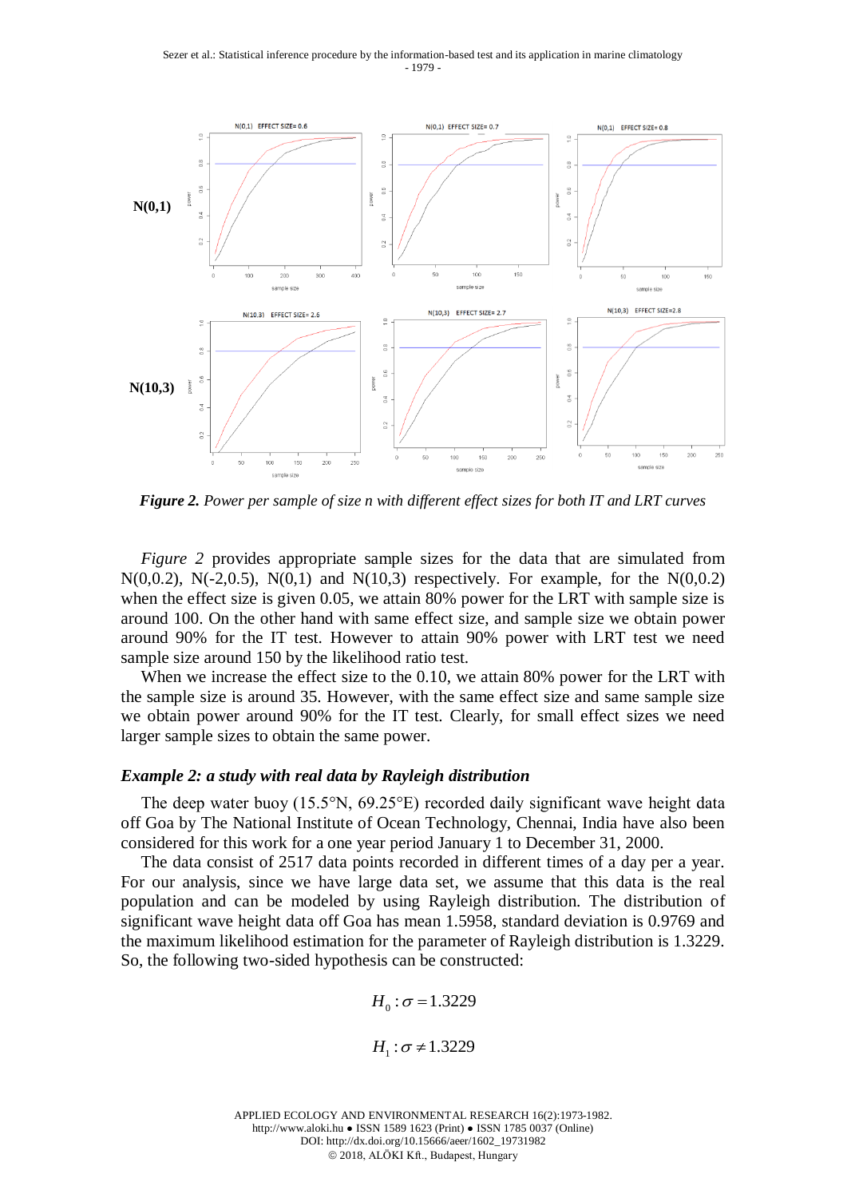**Figure 2.** *Power per sample of size n with different effect sizes for both IT and LRT curves*

*Figure 2* provides appropriate sample sizes for the data that are simulated from N(0,0.2), N(-2,0.5), N(0,1) and N(10,3) respectively. For example, for the N(0,0.2) when the effect size is given 0.05, we attain 80% power for the LRT with sample size is around 100. On the other hand with same effect size, and sample size we obtain power around 90% for the IT test. However to attain 90% power with LRT test we need sample size around 150 by the likelihood ratio test.

When we increase the effect size to the 0.10, we attain 80% power for the LRT with the sample size is around 35. However, with the same effect size and same sample size we obtain power around 90% for the IT test. Clearly, for small effect sizes we need larger sample sizes to obtain the same power.

### *Example 2: a study with real data by Rayleigh distribution*

The deep water buoy (15.5°N, 69.25°E) recorded daily significant wave height data off Goa by The National Institute of Ocean Technology, Chennai, India have also been considered for this work for a one year period January 1 to December 31, 2000.

The data consist of 2517 data points recorded in different times of a day per a year. For our analysis, since we have large data set, we assume that this data is the real population and can be modeled by using Rayleigh distribution. The distribution of significant wave height data off Goa has mean 1.5958, standard deviation is 0.9769 and the maximum likelihood estimation for the parameter of Rayleigh distribution is 1.3229. So, the following two-sided hypothesis can be constructed:

$$H_0 : \sigma = 1.3229$$

$$H_1 : \sigma \neq 1.3229$$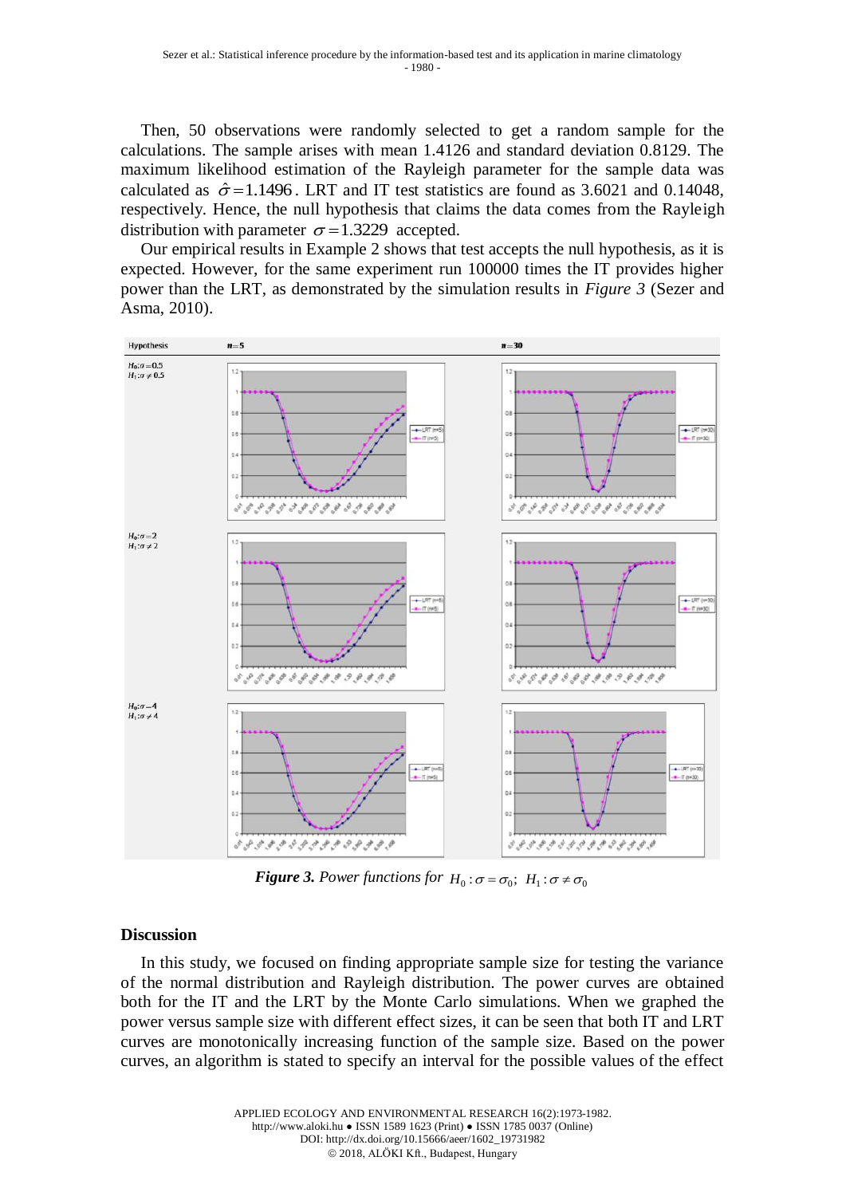Then, 50 observations were randomly selected to get a random sample for the calculations. The sample arises with mean 1.4126 and standard deviation 0.8129. The maximum likelihood estimation of the Rayleigh parameter for the sample data was calculated as $\hat{\sigma} = 1.1496$. LRT and IT test statistics are found as 3.6021 and 0.14048, respectively. Hence, the null hypothesis that claims the data comes from the Rayleigh distribution with parameter $\sigma = 1.3229$ accepted.

Our empirical results in Example 2 shows that test accepts the null hypothesis, as it is expected. However, for the same experiment run 100000 times the IT provides higher power than the LRT, as demonstrated by the simulation results in *Figure 3* (Sezer and Asma, 2010).

***Figure 3.*** *Power functions for* $H_0: \sigma = \sigma_0;\ H_1: \sigma \neq \sigma_0$

## Discussion

In this study, we focused on finding appropriate sample size for testing the variance of the normal distribution and Rayleigh distribution. The power curves are obtained both for the IT and the LRT by the Monte Carlo simulations. When we graphed the power versus sample size with different effect sizes, it can be seen that both IT and LRT curves are monotonically increasing function of the sample size. Based on the power curves, an algorithm is stated to specify an interval for the possible values of the effect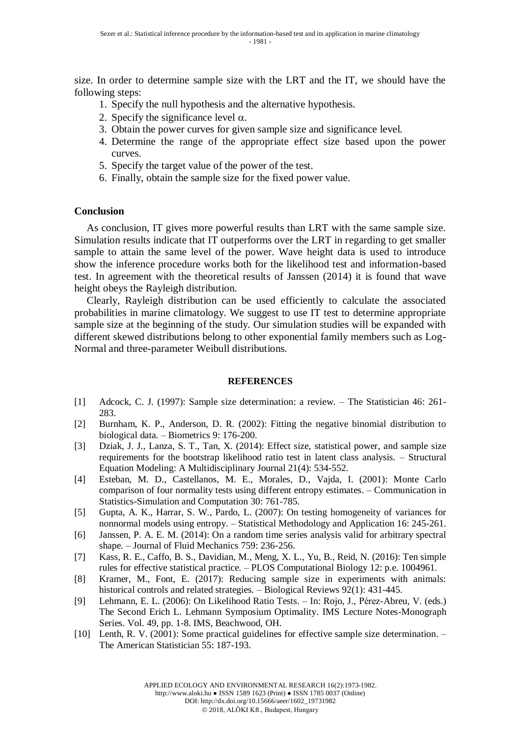size. In order to determine sample size with the LRT and the IT, we should have the following steps:

1. Specify the null hypothesis and the alternative hypothesis.
2. Specify the significance level $\alpha$.
3. Obtain the power curves for given sample size and significance level.
4. Determine the range of the appropriate effect size based upon the power curves.
5. Specify the target value of the power of the test.
6. Finally, obtain the sample size for the fixed power value.

## Conclusion

As conclusion, IT gives more powerful results than LRT with the same sample size. Simulation results indicate that IT outperforms over the LRT in regarding to get smaller sample to attain the same level of the power. Wave height data is used to introduce show the inference procedure works both for the likelihood test and information-based test. In agreement with the theoretical results of Janssen (2014) it is found that wave height obeys the Rayleigh distribution.

Clearly, Rayleigh distribution can be used efficiently to calculate the associated probabilities in marine climatology. We suggest to use IT test to determine appropriate sample size at the beginning of the study. Our simulation studies will be expanded with different skewed distributions belong to other exponential family members such as Log-Normal and three-parameter Weibull distributions.

## REFERENCES

[1] Adcock, C. J. (1997): Sample size determination: a review. – The Statistician 46: 261-283.

[2] Burnham, K. P., Anderson, D. R. (2002): Fitting the negative binomial distribution to biological data. – Biometrics 9: 176-200.

[3] Dziak, J. J., Lanza, S. T., Tan, X. (2014): Effect size, statistical power, and sample size requirements for the bootstrap likelihood ratio test in latent class analysis. – Structural Equation Modeling: A Multidisciplinary Journal 21(4): 534-552.

[4] Esteban, M. D., Castellanos, M. E., Morales, D., Vajda, I. (2001): Monte Carlo comparison of four normality tests using different entropy estimates. – Communication in Statistics-Simulation and Computation 30: 761-785.

[5] Gupta, A. K., Harrar, S. W., Pardo, L. (2007): On testing homogeneity of variances for nonnormal models using entropy. – Statistical Methodology and Application 16: 245-261.

[6] Janssen, P. A. E. M. (2014): On a random time series analysis valid for arbitrary spectral shape. – Journal of Fluid Mechanics 759: 236-256.

[7] Kass, R. E., Caffo, B. S., Davidian, M., Meng, X. L., Yu, B., Reid, N. (2016): Ten simple rules for effective statistical practice. – PLOS Computational Biology 12: p.e. 1004961.

[8] Kramer, M., Font, E. (2017): Reducing sample size in experiments with animals: historical controls and related strategies. – Biological Reviews 92(1): 431-445.

[9] Lehmann, E. L. (2006): On Likelihood Ratio Tests. – In: Rojo, J., Pérez-Abreu, V. (eds.) The Second Erich L. Lehmann Symposium Optimality. IMS Lecture Notes-Monograph Series. Vol. 49, pp. 1-8. IMS, Beachwood, OH.

[10] Lenth, R. V. (2001): Some practical guidelines for effective sample size determination. – The American Statistician 55: 187-193.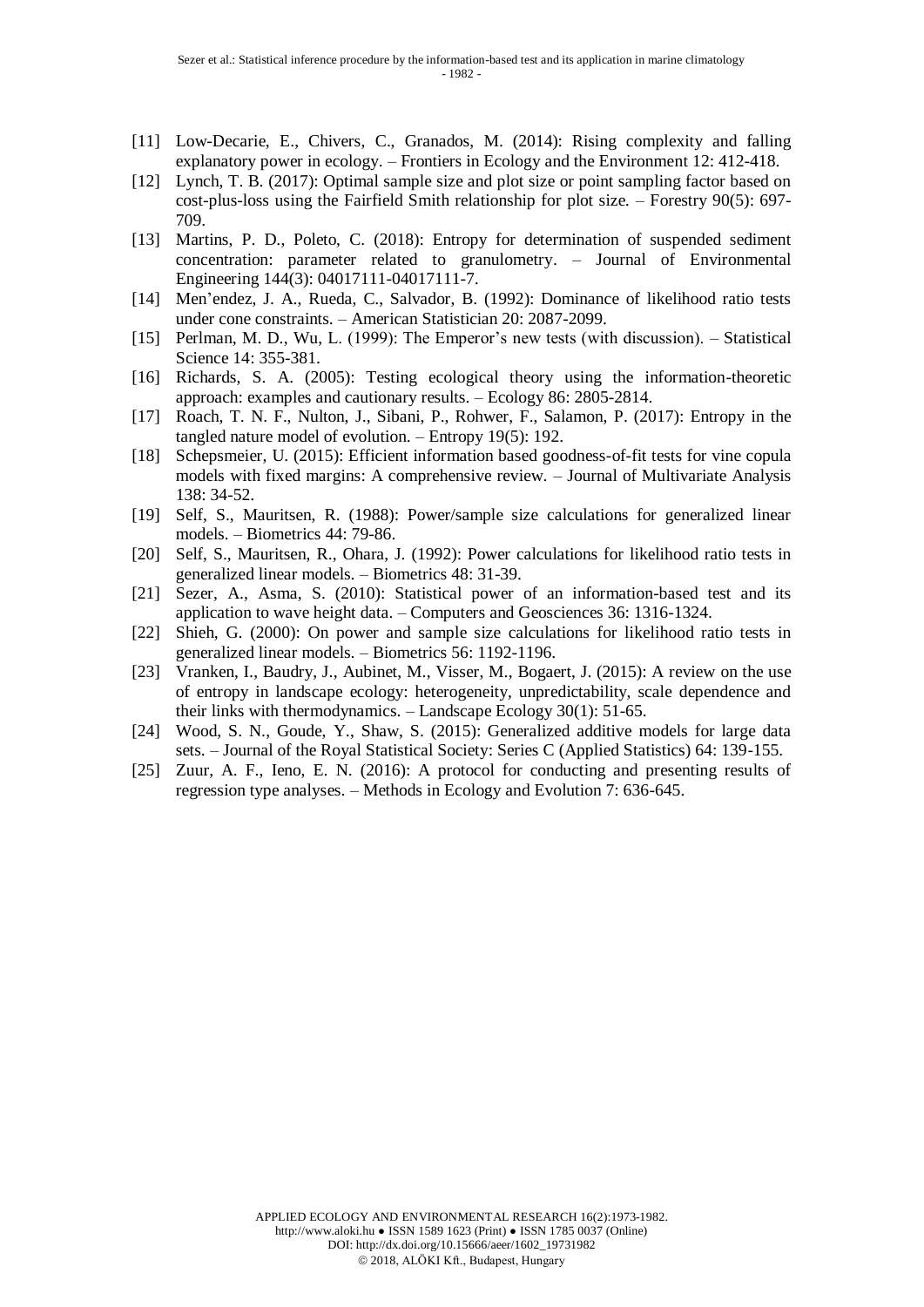[11] Low-Decarie, E., Chivers, C., Granados, M. (2014): Rising complexity and falling explanatory power in ecology. – Frontiers in Ecology and the Environment 12: 412-418.

[12] Lynch, T. B. (2017): Optimal sample size and plot size or point sampling factor based on cost-plus-loss using the Fairfield Smith relationship for plot size. – Forestry 90(5): 697-709.

[13] Martins, P. D., Poleto, C. (2018): Entropy for determination of suspended sediment concentration: parameter related to granulometry. – Journal of Environmental Engineering 144(3): 04017111-04017111-7.

[14] Men'endez, J. A., Rueda, C., Salvador, B. (1992): Dominance of likelihood ratio tests under cone constraints. – American Statistician 20: 2087-2099.

[15] Perlman, M. D., Wu, L. (1999): The Emperor's new tests (with discussion). – Statistical Science 14: 355-381.

[16] Richards, S. A. (2005): Testing ecological theory using the information-theoretic approach: examples and cautionary results. – Ecology 86: 2805-2814.

[17] Roach, T. N. F., Nulton, J., Sibani, P., Rohwer, F., Salamon, P. (2017): Entropy in the tangled nature model of evolution. – Entropy 19(5): 192.

[18] Schepsmeier, U. (2015): Efficient information based goodness-of-fit tests for vine copula models with fixed margins: A comprehensive review. – Journal of Multivariate Analysis 138: 34-52.

[19] Self, S., Mauritsen, R. (1988): Power/sample size calculations for generalized linear models. – Biometrics 44: 79-86.

[20] Self, S., Mauritsen, R., Ohara, J. (1992): Power calculations for likelihood ratio tests in generalized linear models. – Biometrics 48: 31-39.

[21] Sezer, A., Asma, S. (2010): Statistical power of an information-based test and its application to wave height data. – Computers and Geosciences 36: 1316-1324.

[22] Shieh, G. (2000): On power and sample size calculations for likelihood ratio tests in generalized linear models. – Biometrics 56: 1192-1196.

[23] Vranken, I., Baudry, J., Aubinet, M., Visser, M., Bogaert, J. (2015): A review on the use of entropy in landscape ecology: heterogeneity, unpredictability, scale dependence and their links with thermodynamics. – Landscape Ecology 30(1): 51-65.

[24] Wood, S. N., Goude, Y., Shaw, S. (2015): Generalized additive models for large data sets. – Journal of the Royal Statistical Society: Series C (Applied Statistics) 64: 139-155.

[25] Zuur, A. F., Ieno, E. N. (2016): A protocol for conducting and presenting results of regression type analyses. – Methods in Ecology and Evolution 7: 636-645.